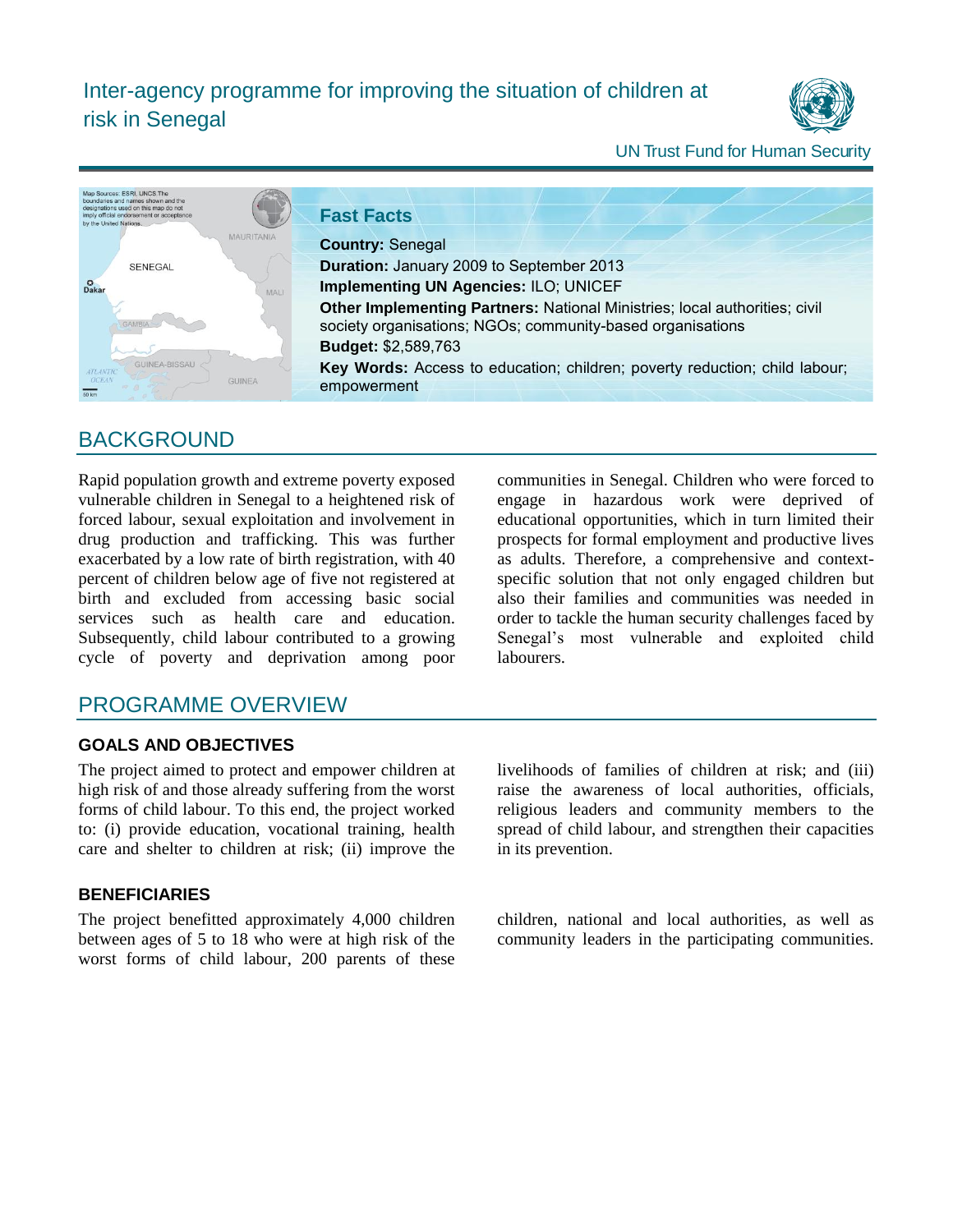# Inter-agency programme for improving the situation of children at risk in Senegal

UN Trust Fund for Human Security

## Fast Facts

**Country:** Senegal
**Duration:** January 2009 to September 2013
**Implementing UN Agencies:** ILO; UNICEF
**Other Implementing Partners:** National Ministries; local authorities; civil society organisations; NGOs; community-based organisations
**Budget:** $2,589,763
**Key Words:** Access to education; children; poverty reduction; child labour; empowerment

## BACKGROUND

Rapid population growth and extreme poverty exposed vulnerable children in Senegal to a heightened risk of forced labour, sexual exploitation and involvement in drug production and trafficking. This was further exacerbated by a low rate of birth registration, with 40 percent of children below age of five not registered at birth and excluded from accessing basic social services such as health care and education. Subsequently, child labour contributed to a growing cycle of poverty and deprivation among poor communities in Senegal. Children who were forced to engage in hazardous work were deprived of educational opportunities, which in turn limited their prospects for formal employment and productive lives as adults. Therefore, a comprehensive and context-specific solution that not only engaged children but also their families and communities was needed in order to tackle the human security challenges faced by Senegal's most vulnerable and exploited child labourers.

## PROGRAMME OVERVIEW

### GOALS AND OBJECTIVES

The project aimed to protect and empower children at high risk of and those already suffering from the worst forms of child labour. To this end, the project worked to: (i) provide education, vocational training, health care and shelter to children at risk; (ii) improve the livelihoods of families of children at risk; and (iii) raise the awareness of local authorities, officials, religious leaders and community members to the spread of child labour, and strengthen their capacities in its prevention.

### BENEFICIARIES

The project benefitted approximately 4,000 children between ages of 5 to 18 who were at high risk of the worst forms of child labour, 200 parents of these children, national and local authorities, as well as community leaders in the participating communities.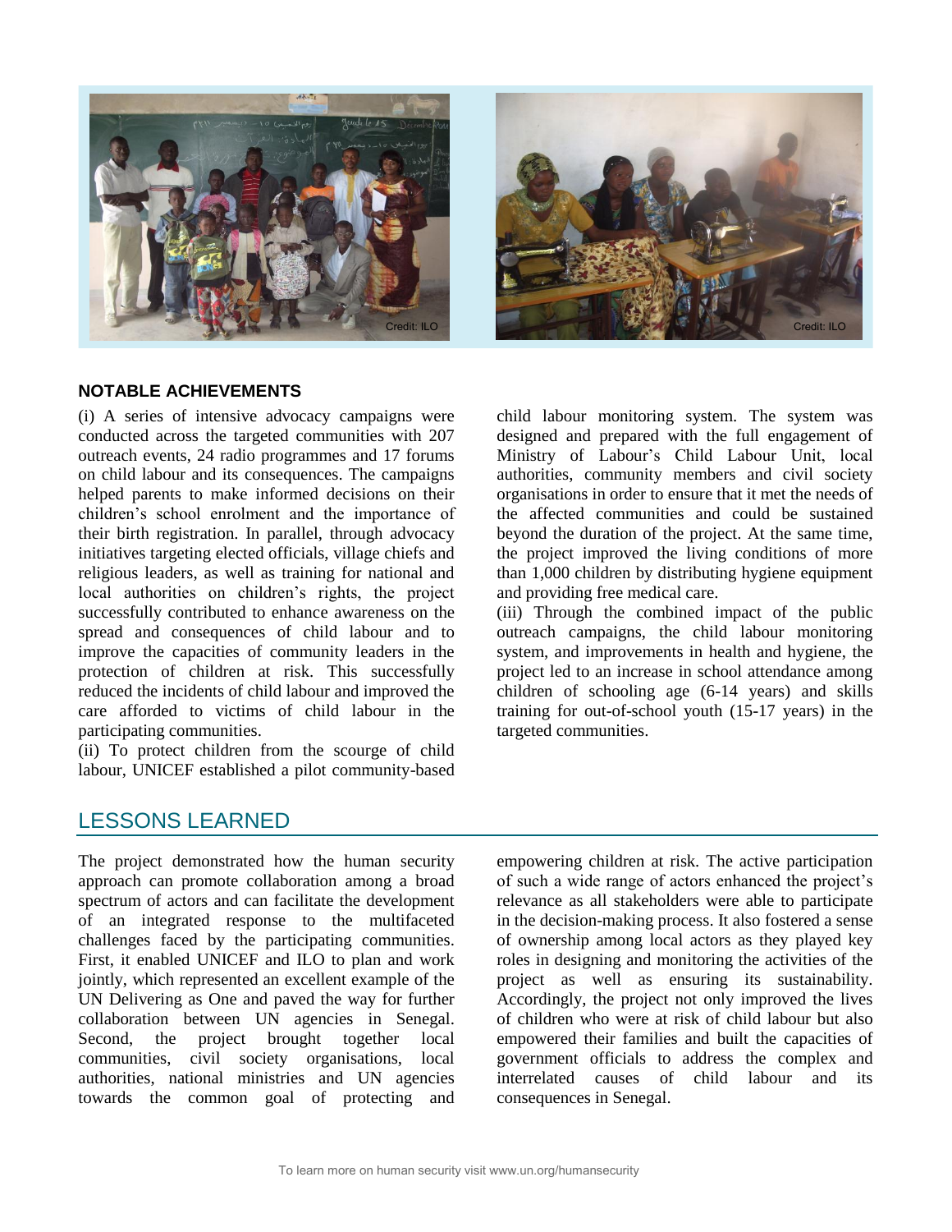Credit: ILO

Credit: ILO

### NOTABLE ACHIEVEMENTS

(i) A series of intensive advocacy campaigns were conducted across the targeted communities with 207 outreach events, 24 radio programmes and 17 forums on child labour and its consequences. The campaigns helped parents to make informed decisions on their children's school enrolment and the importance of their birth registration. In parallel, through advocacy initiatives targeting elected officials, village chiefs and religious leaders, as well as training for national and local authorities on children's rights, the project successfully contributed to enhance awareness on the spread and consequences of child labour and to improve the capacities of community leaders in the protection of children at risk. This successfully reduced the incidents of child labour and improved the care afforded to victims of child labour in the participating communities.

(ii) To protect children from the scourge of child labour, UNICEF established a pilot community-based child labour monitoring system. The system was designed and prepared with the full engagement of Ministry of Labour's Child Labour Unit, local authorities, community members and civil society organisations in order to ensure that it met the needs of the affected communities and could be sustained beyond the duration of the project. At the same time, the project improved the living conditions of more than 1,000 children by distributing hygiene equipment and providing free medical care.

(iii) Through the combined impact of the public outreach campaigns, the child labour monitoring system, and improvements in health and hygiene, the project led to an increase in school attendance among children of schooling age (6-14 years) and skills training for out-of-school youth (15-17 years) in the targeted communities.

## LESSONS LEARNED

The project demonstrated how the human security approach can promote collaboration among a broad spectrum of actors and can facilitate the development of an integrated response to the multifaceted challenges faced by the participating communities. First, it enabled UNICEF and ILO to plan and work jointly, which represented an excellent example of the UN Delivering as One and paved the way for further collaboration between UN agencies in Senegal. Second, the project brought together local communities, civil society organisations, local authorities, national ministries and UN agencies towards the common goal of protecting and empowering children at risk. The active participation of such a wide range of actors enhanced the project's relevance as all stakeholders were able to participate in the decision-making process. It also fostered a sense of ownership among local actors as they played key roles in designing and monitoring the activities of the project as well as ensuring its sustainability. Accordingly, the project not only improved the lives of children who were at risk of child labour but also empowered their families and built the capacities of government officials to address the complex and interrelated causes of child labour and its consequences in Senegal.

To learn more on human security visit www.un.org/humansecurity